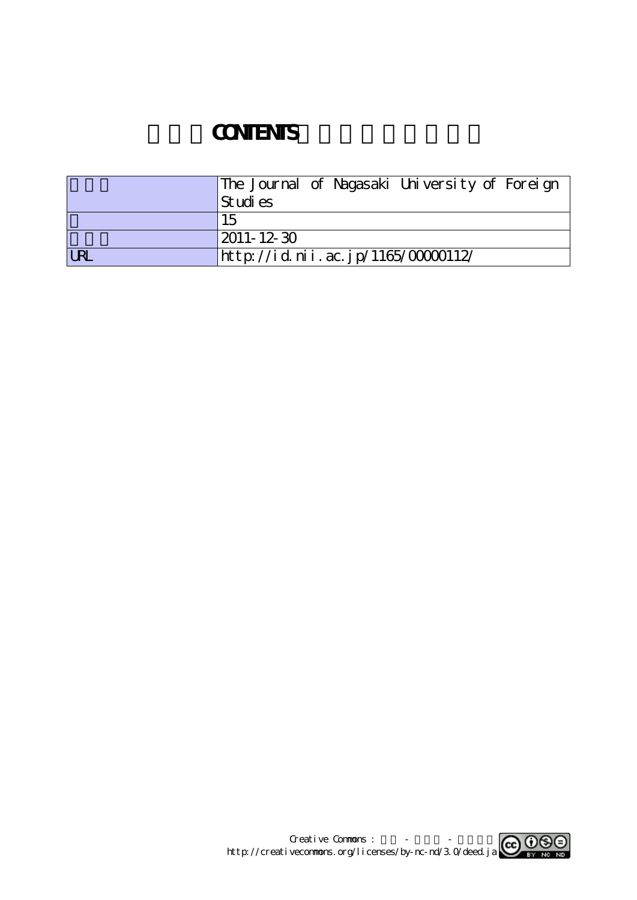# CONTENTS

|  | The Journal of Nagasaki University of Foreign Studies |
|---|---|
|  | 15 |
|  | 2011-12-30 |
| URL | http://id.nii.ac.jp/1165/00000112/ |

Creative Commons : - -
http://creativecommons.org/licenses/by-nc-nd/3.0/deed.ja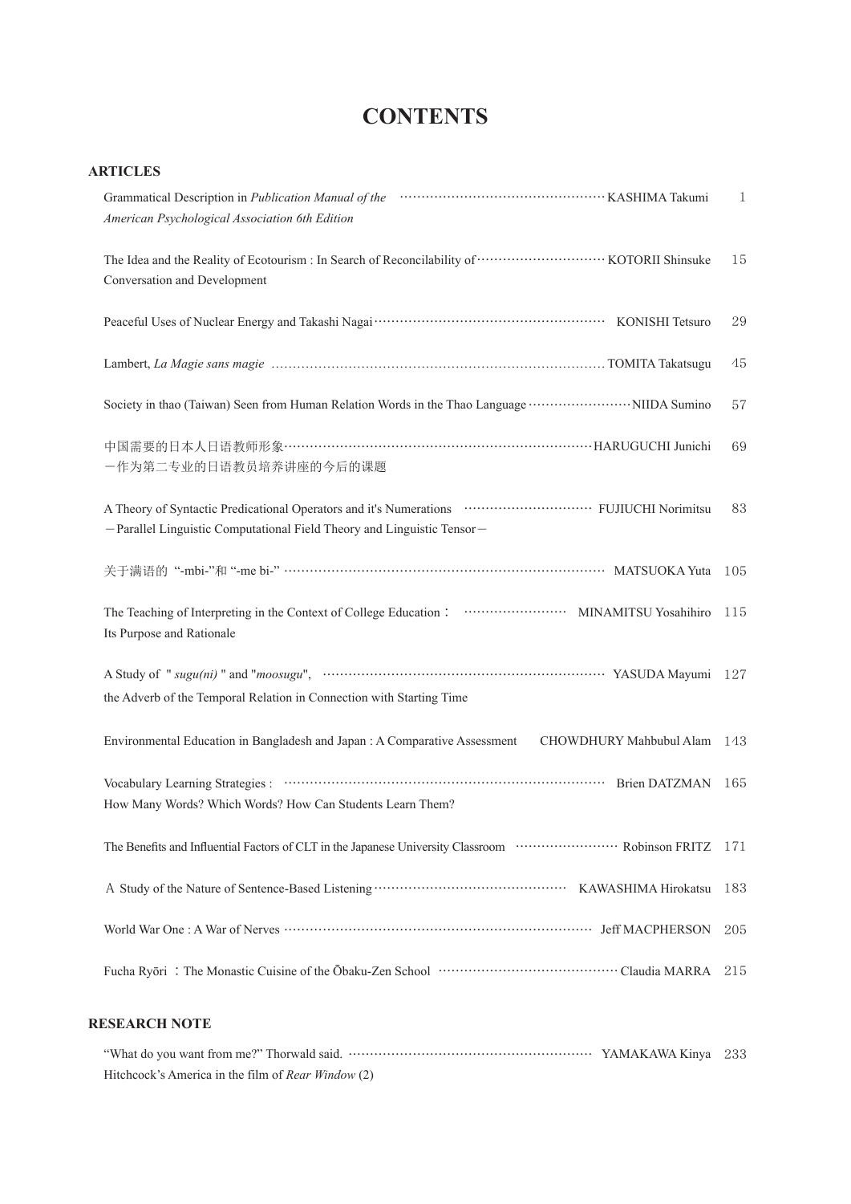# CONTENTS

## ARTICLES

Grammatical Description in *Publication Manual of the American Psychological Association 6th Edition* ……… KASHIMA Takumi 1

The Idea and the Reality of Ecotourism : In Search of Reconcilability of Conversation and Development ……… KOTORII Shinsuke 15

Peaceful Uses of Nuclear Energy and Takashi Nagai ……… KONISHI Tetsuro 29

Lambert, *La Magie sans magie* ……… TOMITA Takatsugu 45

Society in thao (Taiwan) Seen from Human Relation Words in the Thao Language ……… NIIDA Sumino 57

中国需要的日本人日语教师形象 ―作为第二专业的日语教员培养讲座的今后的课题 ……… HARUGUCHI Junichi 69

A Theory of Syntactic Predicational Operators and it's Numerations ―Parallel Linguistic Computational Field Theory and Linguistic Tensor― ……… FUJIUCHI Norimitsu 83

关于满语的 "-mbi-"和 "-me bi-" ……… MATSUOKA Yuta 105

The Teaching of Interpreting in the Context of College Education： Its Purpose and Rationale ……… MINAMITSU Yosahihiro 115

A Study of " *sugu(ni)* " and "*moosugu*", the Adverb of the Temporal Relation in Connection with Starting Time ……… YASUDA Mayumi 127

Environmental Education in Bangladesh and Japan : A Comparative Assessment CHOWDHURY Mahbubul Alam 143

Vocabulary Learning Strategies : How Many Words? Which Words? How Can Students Learn Them? ……… Brien DATZMAN 165

The Benefits and Influential Factors of CLT in the Japanese University Classroom ……… Robinson FRITZ 171

Ａ Study of the Nature of Sentence-Based Listening ……… KAWASHIMA Hirokatsu 183

World War One : A War of Nerves ……… Jeff MACPHERSON 205

Fucha Ryōri ：The Monastic Cuisine of the Ōbaku-Zen School ……… Claudia MARRA 215

## RESEARCH NOTE

"What do you want from me?" Thorwald said. Hitchcock's America in the film of *Rear Window* (2) ……… YAMAKAWA Kinya 233